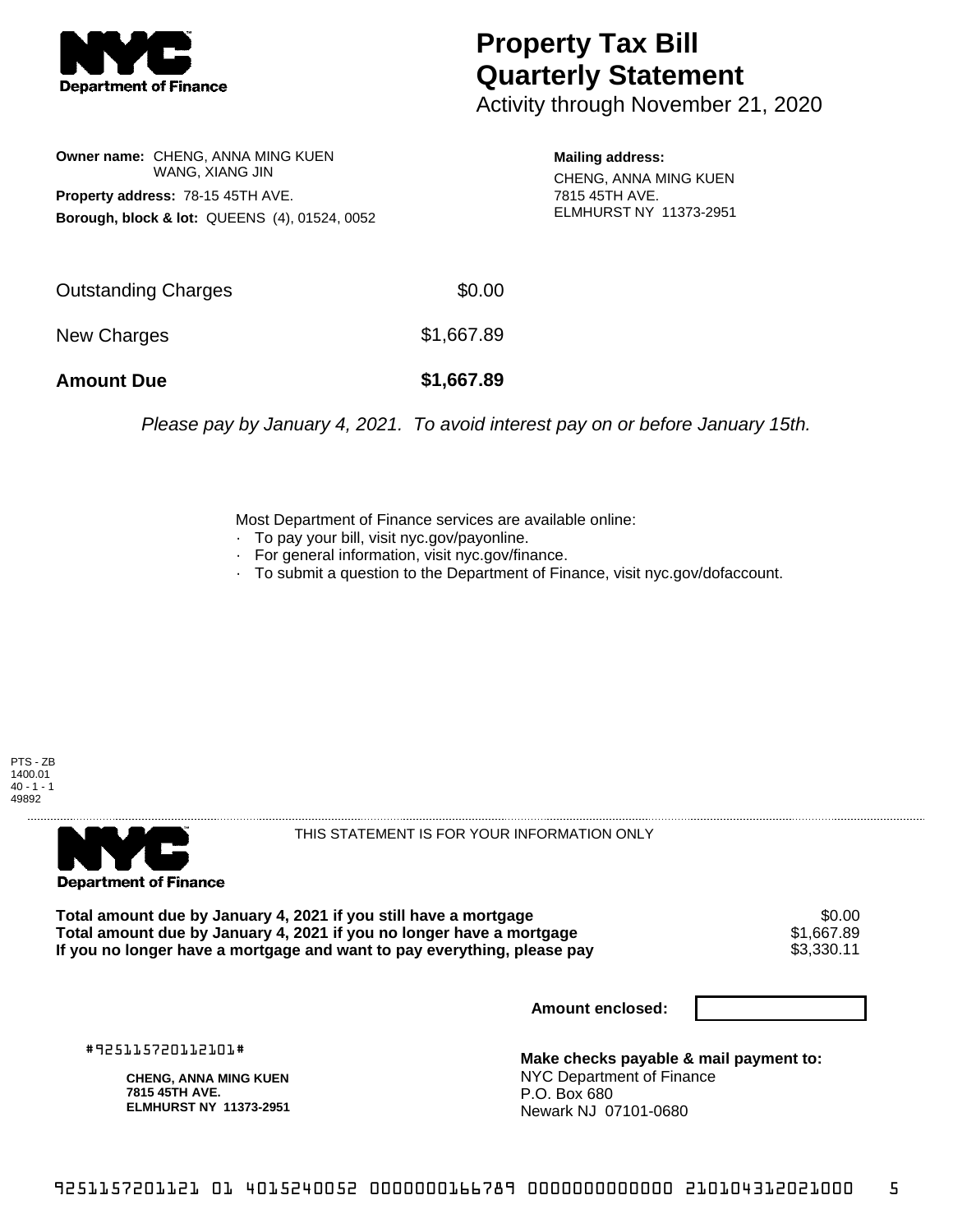# Property Tax Bill Quarterly Statement

Activity through November 21, 2020

**Owner name:** CHENG, ANNA MING KUEN
WANG, XIANG JIN

**Property address:** 78-15 45TH AVE.

**Borough, block & lot:** QUEENS (4), 01524, 0052

**Mailing address:**
CHENG, ANNA MING KUEN
7815 45TH AVE.
ELMHURST NY 11373-2951

| | |
|---|---|
| Outstanding Charges | $0.00 |
| New Charges | $1,667.89 |
| **Amount Due** | **$1,667.89** |

*Please pay by January 4, 2021. To avoid interest pay on or before January 15th.*

Most Department of Finance services are available online:

- To pay your bill, visit nyc.gov/payonline.
- For general information, visit nyc.gov/finance.
- To submit a question to the Department of Finance, visit nyc.gov/dofaccount.

PTS - ZB
1400.01
40 - 1 - 1
49892

---

THIS STATEMENT IS FOR YOUR INFORMATION ONLY

| | |
|---|---|
| **Total amount due by January 4, 2021 if you still have a mortgage** | $0.00 |
| **Total amount due by January 4, 2021 if you no longer have a mortgage** | $1,667.89 |
| **If you no longer have a mortgage and want to pay everything, please pay** | $3,330.11 |

**Amount enclosed:**

#925115720112101#

**CHENG, ANNA MING KUEN**
**7815 45TH AVE.**
**ELMHURST NY 11373-2951**

**Make checks payable & mail payment to:**
NYC Department of Finance
P.O. Box 680
Newark NJ 07101-0680

9251157201121 01 4015240052 0000000166789 0000000000000 210104312021000 5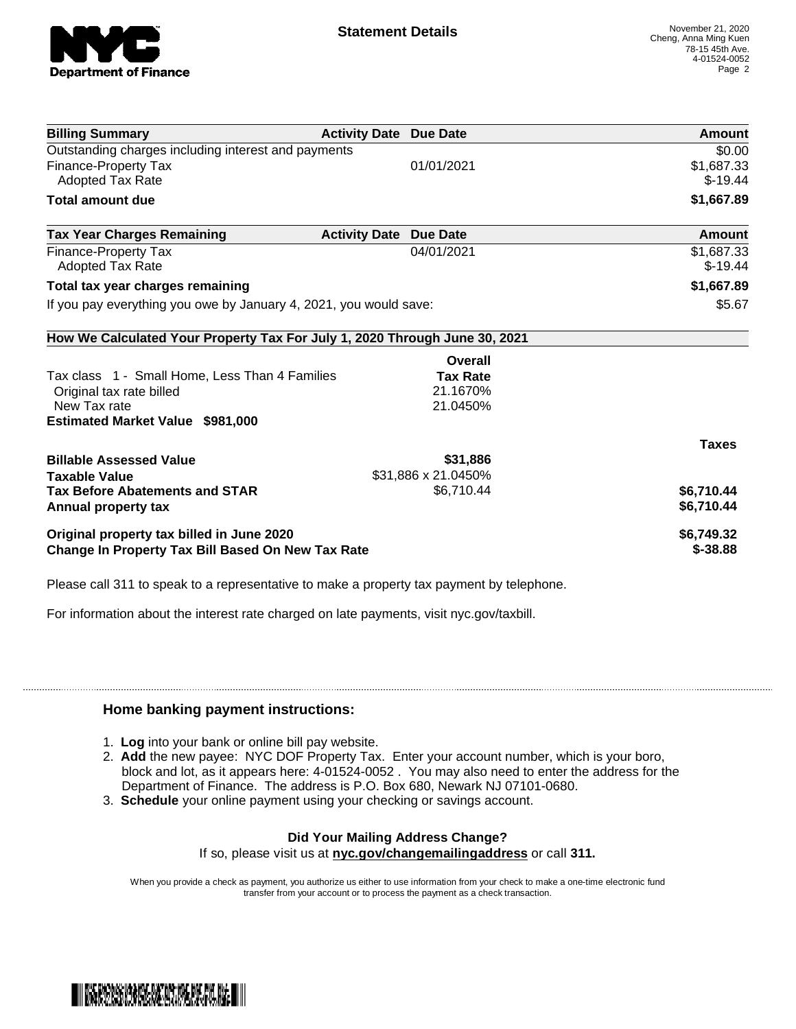# Statement Details

November 21, 2020
Cheng, Anna Ming Kuen
78-15 45th Ave.
4-01524-0052

| Billing Summary | Activity Date | Due Date | Amount |
|---|---|---|---|
| Outstanding charges including interest and payments | | | $0.00 |
| Finance-Property Tax | | 01/01/2021 | $1,687.33 |
| Adopted Tax Rate | | | $-19.44 |
| **Total amount due** | | | **$1,667.89** |

| Tax Year Charges Remaining | Activity Date | Due Date | Amount |
|---|---|---|---|
| Finance-Property Tax | | 04/01/2021 | $1,687.33 |
| Adopted Tax Rate | | | $-19.44 |
| **Total tax year charges remaining** | | | **$1,667.89** |
| If you pay everything you owe by January 4, 2021, you would save: | | | $5.67 |

## How We Calculated Your Property Tax For July 1, 2020 Through June 30, 2021

| | Overall Tax Rate | |
|---|---|---|
| Tax class 1 - Small Home, Less Than 4 Families | | |
| Original tax rate billed | 21.1670% | |
| New Tax rate | 21.0450% | |
| **Estimated Market Value $981,000** | | |

| | | Taxes |
|---|---|---|
| **Billable Assessed Value** | **$31,886** | |
| **Taxable Value** | $31,886 x 21.0450% | |
| **Tax Before Abatements and STAR** | $6,710.44 | **$6,710.44** |
| **Annual property tax** | | **$6,710.44** |
| **Original property tax billed in June 2020** | | **$6,749.32** |
| **Change In Property Tax Bill Based On New Tax Rate** | | **$-38.88** |

Please call 311 to speak to a representative to make a property tax payment by telephone.

For information about the interest rate charged on late payments, visit nyc.gov/taxbill.

### Home banking payment instructions:

1. **Log** into your bank or online bill pay website.
2. **Add** the new payee: NYC DOF Property Tax. Enter your account number, which is your boro, block and lot, as it appears here: 4-01524-0052 . You may also need to enter the address for the Department of Finance. The address is P.O. Box 680, Newark NJ 07101-0680.
3. **Schedule** your online payment using your checking or savings account.

**Did Your Mailing Address Change?**
If so, please visit us at **nyc.gov/changemailingaddress** or call **311.**

When you provide a check as payment, you authorize us either to use information from your check to make a one-time electronic fund transfer from your account or to process the payment as a check transaction.